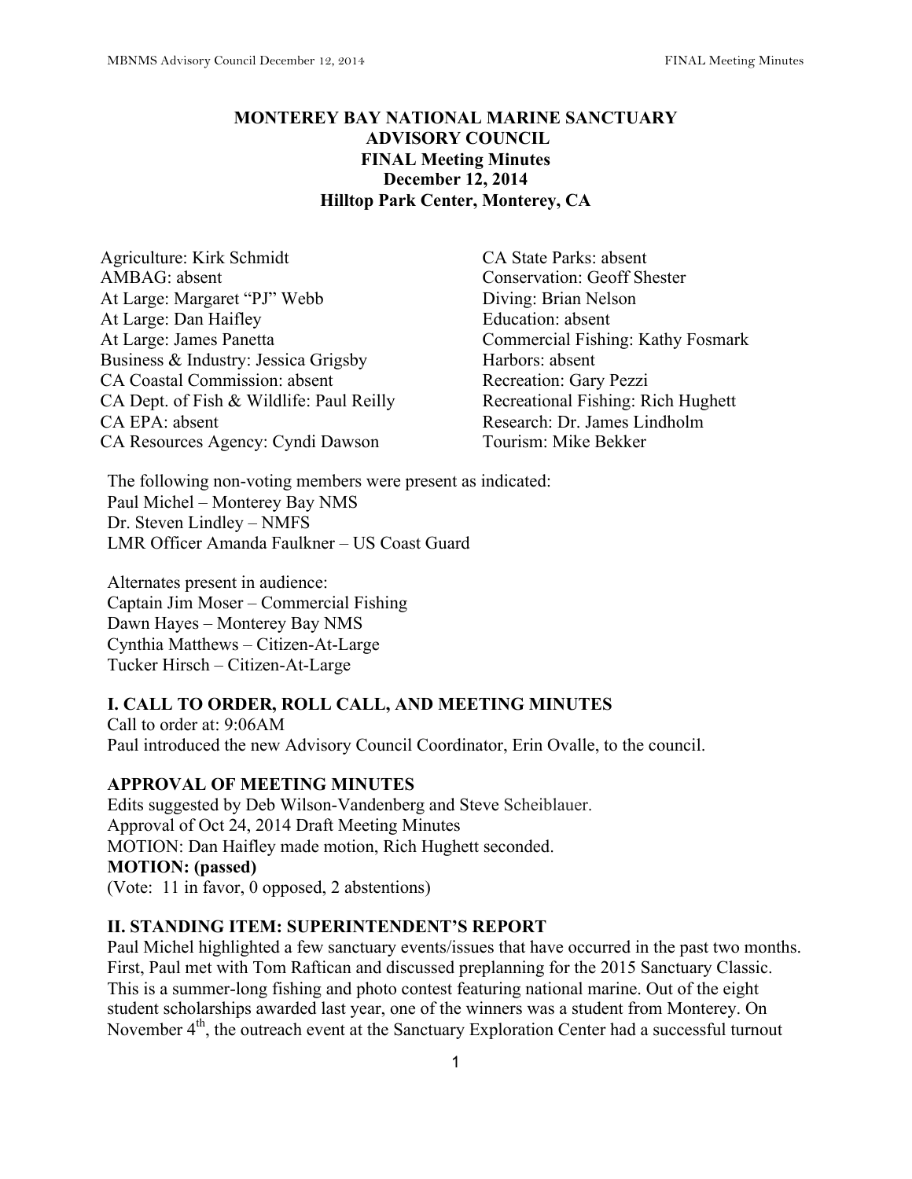# MONTEREY BAY NATIONAL MARINE SANCTUARY
# ADVISORY COUNCIL
# FINAL Meeting Minutes
# December 12, 2014
# Hilltop Park Center, Monterey, CA

Agriculture: Kirk Schmidt
AMBAG: absent
At Large: Margaret "PJ" Webb
At Large: Dan Haifley
At Large: James Panetta
Business & Industry: Jessica Grigsby
CA Coastal Commission: absent
CA Dept. of Fish & Wildlife: Paul Reilly
CA EPA: absent
CA Resources Agency: Cyndi Dawson
CA State Parks: absent
Conservation: Geoff Shester
Diving: Brian Nelson
Education: absent
Commercial Fishing: Kathy Fosmark
Harbors: absent
Recreation: Gary Pezzi
Recreational Fishing: Rich Hughett
Research: Dr. James Lindholm
Tourism: Mike Bekker

The following non-voting members were present as indicated:
Paul Michel – Monterey Bay NMS
Dr. Steven Lindley – NMFS
LMR Officer Amanda Faulkner – US Coast Guard

Alternates present in audience:
Captain Jim Moser – Commercial Fishing
Dawn Hayes – Monterey Bay NMS
Cynthia Matthews – Citizen-At-Large
Tucker Hirsch – Citizen-At-Large

## I. CALL TO ORDER, ROLL CALL, AND MEETING MINUTES

Call to order at: 9:06AM
Paul introduced the new Advisory Council Coordinator, Erin Ovalle, to the council.

## APPROVAL OF MEETING MINUTES

Edits suggested by Deb Wilson-Vandenberg and Steve Scheiblauer.
Approval of Oct 24, 2014 Draft Meeting Minutes
MOTION: Dan Haifley made motion, Rich Hughett seconded.
**MOTION: (passed)**
(Vote: 11 in favor, 0 opposed, 2 abstentions)

## II. STANDING ITEM: SUPERINTENDENT'S REPORT

Paul Michel highlighted a few sanctuary events/issues that have occurred in the past two months. First, Paul met with Tom Raftican and discussed preplanning for the 2015 Sanctuary Classic. This is a summer-long fishing and photo contest featuring national marine. Out of the eight student scholarships awarded last year, one of the winners was a student from Monterey. On November 4th, the outreach event at the Sanctuary Exploration Center had a successful turnout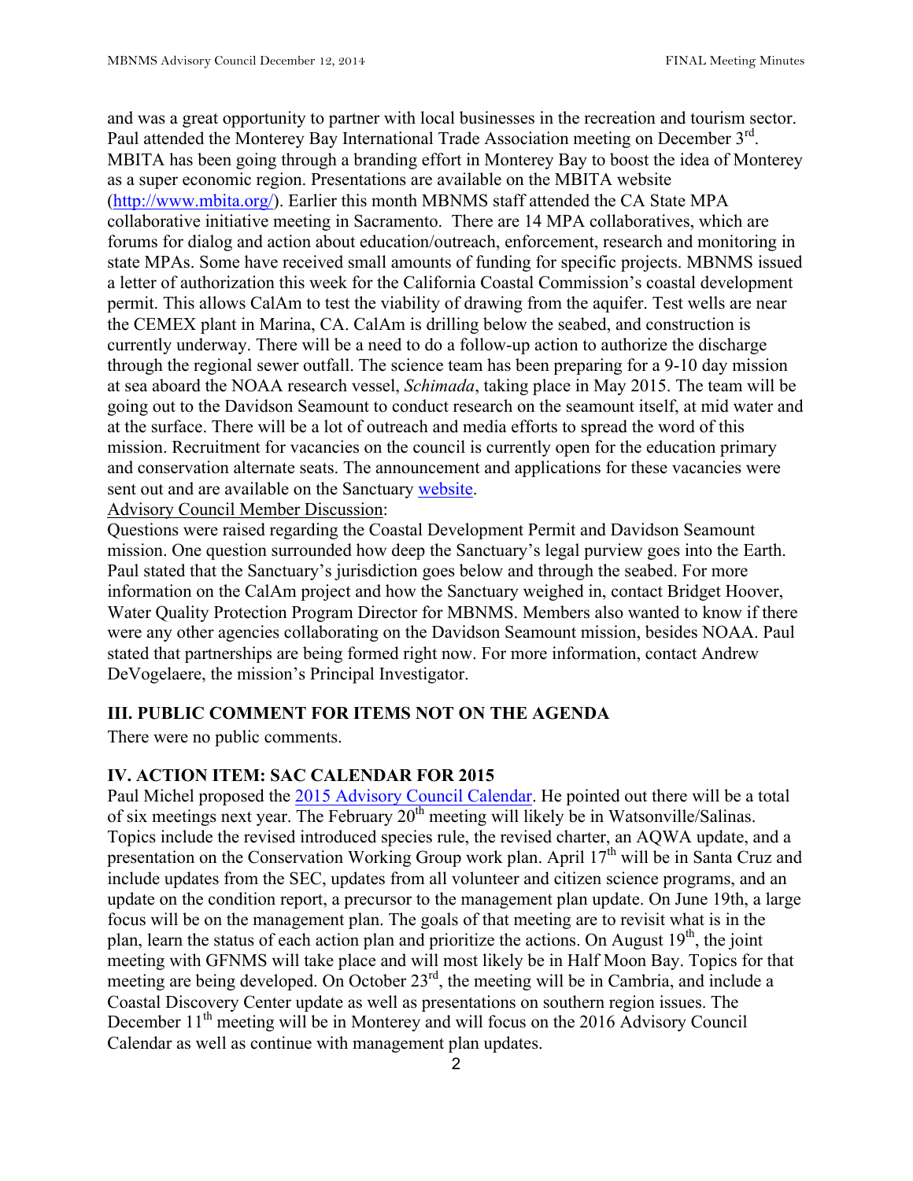and was a great opportunity to partner with local businesses in the recreation and tourism sector. Paul attended the Monterey Bay International Trade Association meeting on December 3rd. MBITA has been going through a branding effort in Monterey Bay to boost the idea of Monterey as a super economic region. Presentations are available on the MBITA website (http://www.mbita.org/). Earlier this month MBNMS staff attended the CA State MPA collaborative initiative meeting in Sacramento. There are 14 MPA collaboratives, which are forums for dialog and action about education/outreach, enforcement, research and monitoring in state MPAs. Some have received small amounts of funding for specific projects. MBNMS issued a letter of authorization this week for the California Coastal Commission's coastal development permit. This allows CalAm to test the viability of drawing from the aquifer. Test wells are near the CEMEX plant in Marina, CA. CalAm is drilling below the seabed, and construction is currently underway. There will be a need to do a follow-up action to authorize the discharge through the regional sewer outfall. The science team has been preparing for a 9-10 day mission at sea aboard the NOAA research vessel, *Schimada*, taking place in May 2015. The team will be going out to the Davidson Seamount to conduct research on the seamount itself, at mid water and at the surface. There will be a lot of outreach and media efforts to spread the word of this mission. Recruitment for vacancies on the council is currently open for the education primary and conservation alternate seats. The announcement and applications for these vacancies were sent out and are available on the Sanctuary website.

Advisory Council Member Discussion:

Questions were raised regarding the Coastal Development Permit and Davidson Seamount mission. One question surrounded how deep the Sanctuary's legal purview goes into the Earth. Paul stated that the Sanctuary's jurisdiction goes below and through the seabed. For more information on the CalAm project and how the Sanctuary weighed in, contact Bridget Hoover, Water Quality Protection Program Director for MBNMS. Members also wanted to know if there were any other agencies collaborating on the Davidson Seamount mission, besides NOAA. Paul stated that partnerships are being formed right now. For more information, contact Andrew DeVogelaere, the mission's Principal Investigator.

## III. PUBLIC COMMENT FOR ITEMS NOT ON THE AGENDA

There were no public comments.

## IV. ACTION ITEM: SAC CALENDAR FOR 2015

Paul Michel proposed the 2015 Advisory Council Calendar. He pointed out there will be a total of six meetings next year. The February 20th meeting will likely be in Watsonville/Salinas. Topics include the revised introduced species rule, the revised charter, an AQWA update, and a presentation on the Conservation Working Group work plan. April 17th will be in Santa Cruz and include updates from the SEC, updates from all volunteer and citizen science programs, and an update on the condition report, a precursor to the management plan update. On June 19th, a large focus will be on the management plan. The goals of that meeting are to revisit what is in the plan, learn the status of each action plan and prioritize the actions. On August 19th, the joint meeting with GFNMS will take place and will most likely be in Half Moon Bay. Topics for that meeting are being developed. On October 23rd, the meeting will be in Cambria, and include a Coastal Discovery Center update as well as presentations on southern region issues. The December 11th meeting will be in Monterey and will focus on the 2016 Advisory Council Calendar as well as continue with management plan updates.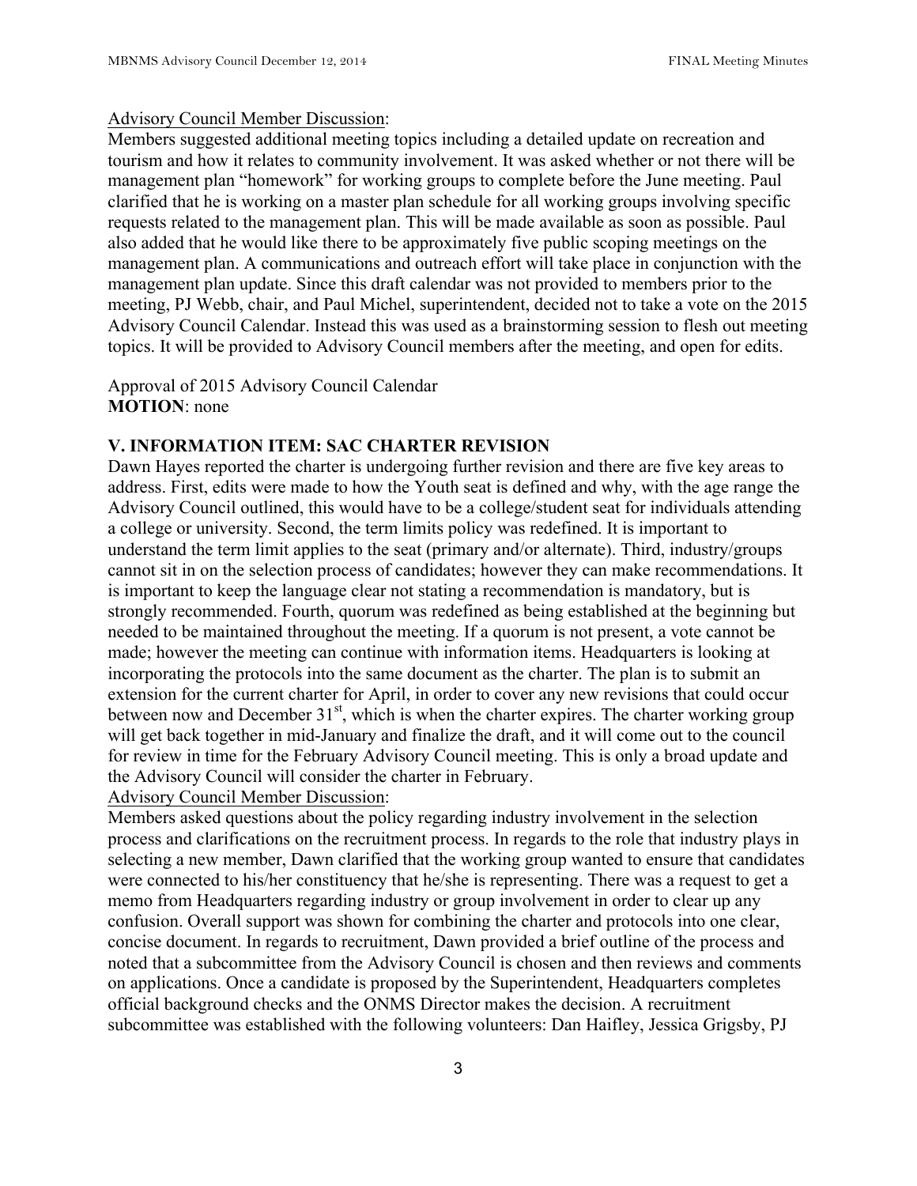Advisory Council Member Discussion:

Members suggested additional meeting topics including a detailed update on recreation and tourism and how it relates to community involvement. It was asked whether or not there will be management plan "homework" for working groups to complete before the June meeting. Paul clarified that he is working on a master plan schedule for all working groups involving specific requests related to the management plan. This will be made available as soon as possible. Paul also added that he would like there to be approximately five public scoping meetings on the management plan. A communications and outreach effort will take place in conjunction with the management plan update. Since this draft calendar was not provided to members prior to the meeting, PJ Webb, chair, and Paul Michel, superintendent, decided not to take a vote on the 2015 Advisory Council Calendar. Instead this was used as a brainstorming session to flesh out meeting topics. It will be provided to Advisory Council members after the meeting, and open for edits.

Approval of 2015 Advisory Council Calendar
**MOTION**: none

## V. INFORMATION ITEM: SAC CHARTER REVISION

Dawn Hayes reported the charter is undergoing further revision and there are five key areas to address. First, edits were made to how the Youth seat is defined and why, with the age range the Advisory Council outlined, this would have to be a college/student seat for individuals attending a college or university. Second, the term limits policy was redefined. It is important to understand the term limit applies to the seat (primary and/or alternate). Third, industry/groups cannot sit in on the selection process of candidates; however they can make recommendations. It is important to keep the language clear not stating a recommendation is mandatory, but is strongly recommended. Fourth, quorum was redefined as being established at the beginning but needed to be maintained throughout the meeting. If a quorum is not present, a vote cannot be made; however the meeting can continue with information items. Headquarters is looking at incorporating the protocols into the same document as the charter. The plan is to submit an extension for the current charter for April, in order to cover any new revisions that could occur between now and December 31st, which is when the charter expires. The charter working group will get back together in mid-January and finalize the draft, and it will come out to the council for review in time for the February Advisory Council meeting. This is only a broad update and the Advisory Council will consider the charter in February.

Advisory Council Member Discussion:

Members asked questions about the policy regarding industry involvement in the selection process and clarifications on the recruitment process. In regards to the role that industry plays in selecting a new member, Dawn clarified that the working group wanted to ensure that candidates were connected to his/her constituency that he/she is representing. There was a request to get a memo from Headquarters regarding industry or group involvement in order to clear up any confusion. Overall support was shown for combining the charter and protocols into one clear, concise document. In regards to recruitment, Dawn provided a brief outline of the process and noted that a subcommittee from the Advisory Council is chosen and then reviews and comments on applications. Once a candidate is proposed by the Superintendent, Headquarters completes official background checks and the ONMS Director makes the decision. A recruitment subcommittee was established with the following volunteers: Dan Haifley, Jessica Grigsby, PJ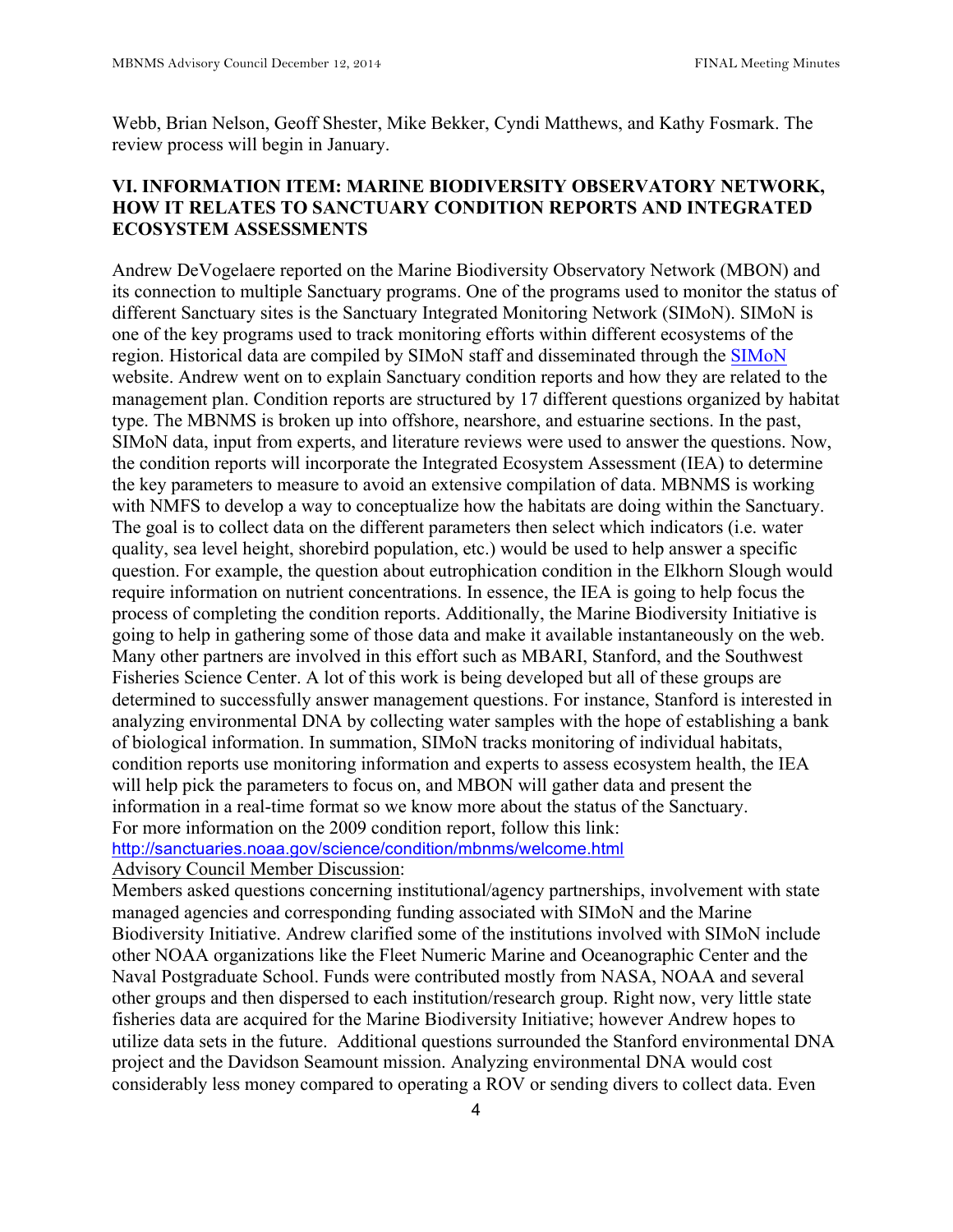Webb, Brian Nelson, Geoff Shester, Mike Bekker, Cyndi Matthews, and Kathy Fosmark. The review process will begin in January.

## VI. INFORMATION ITEM: MARINE BIODIVERSITY OBSERVATORY NETWORK, HOW IT RELATES TO SANCTUARY CONDITION REPORTS AND INTEGRATED ECOSYSTEM ASSESSMENTS

Andrew DeVogelaere reported on the Marine Biodiversity Observatory Network (MBON) and its connection to multiple Sanctuary programs. One of the programs used to monitor the status of different Sanctuary sites is the Sanctuary Integrated Monitoring Network (SIMoN). SIMoN is one of the key programs used to track monitoring efforts within different ecosystems of the region. Historical data are compiled by SIMoN staff and disseminated through the SIMoN website. Andrew went on to explain Sanctuary condition reports and how they are related to the management plan. Condition reports are structured by 17 different questions organized by habitat type. The MBNMS is broken up into offshore, nearshore, and estuarine sections. In the past, SIMoN data, input from experts, and literature reviews were used to answer the questions. Now, the condition reports will incorporate the Integrated Ecosystem Assessment (IEA) to determine the key parameters to measure to avoid an extensive compilation of data. MBNMS is working with NMFS to develop a way to conceptualize how the habitats are doing within the Sanctuary. The goal is to collect data on the different parameters then select which indicators (i.e. water quality, sea level height, shorebird population, etc.) would be used to help answer a specific question. For example, the question about eutrophication condition in the Elkhorn Slough would require information on nutrient concentrations. In essence, the IEA is going to help focus the process of completing the condition reports. Additionally, the Marine Biodiversity Initiative is going to help in gathering some of those data and make it available instantaneously on the web. Many other partners are involved in this effort such as MBARI, Stanford, and the Southwest Fisheries Science Center. A lot of this work is being developed but all of these groups are determined to successfully answer management questions. For instance, Stanford is interested in analyzing environmental DNA by collecting water samples with the hope of establishing a bank of biological information. In summation, SIMoN tracks monitoring of individual habitats, condition reports use monitoring information and experts to assess ecosystem health, the IEA will help pick the parameters to focus on, and MBON will gather data and present the information in a real-time format so we know more about the status of the Sanctuary.
For more information on the 2009 condition report, follow this link:
http://sanctuaries.noaa.gov/science/condition/mbnms/welcome.html

Advisory Council Member Discussion:
Members asked questions concerning institutional/agency partnerships, involvement with state managed agencies and corresponding funding associated with SIMoN and the Marine Biodiversity Initiative. Andrew clarified some of the institutions involved with SIMoN include other NOAA organizations like the Fleet Numeric Marine and Oceanographic Center and the Naval Postgraduate School. Funds were contributed mostly from NASA, NOAA and several other groups and then dispersed to each institution/research group. Right now, very little state fisheries data are acquired for the Marine Biodiversity Initiative; however Andrew hopes to utilize data sets in the future. Additional questions surrounded the Stanford environmental DNA project and the Davidson Seamount mission. Analyzing environmental DNA would cost considerably less money compared to operating a ROV or sending divers to collect data. Even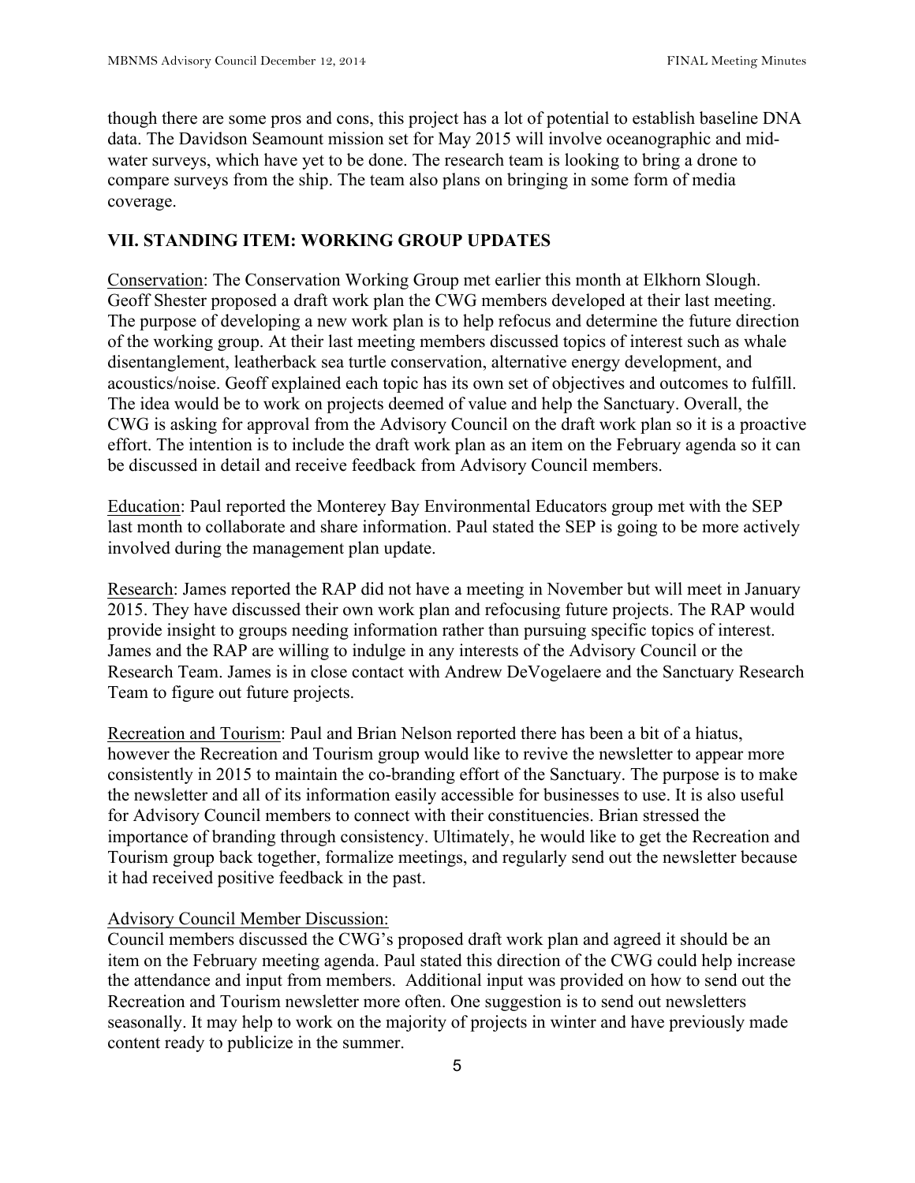though there are some pros and cons, this project has a lot of potential to establish baseline DNA data. The Davidson Seamount mission set for May 2015 will involve oceanographic and mid-water surveys, which have yet to be done. The research team is looking to bring a drone to compare surveys from the ship. The team also plans on bringing in some form of media coverage.

## VII. STANDING ITEM: WORKING GROUP UPDATES

Conservation: The Conservation Working Group met earlier this month at Elkhorn Slough. Geoff Shester proposed a draft work plan the CWG members developed at their last meeting. The purpose of developing a new work plan is to help refocus and determine the future direction of the working group. At their last meeting members discussed topics of interest such as whale disentanglement, leatherback sea turtle conservation, alternative energy development, and acoustics/noise. Geoff explained each topic has its own set of objectives and outcomes to fulfill. The idea would be to work on projects deemed of value and help the Sanctuary. Overall, the CWG is asking for approval from the Advisory Council on the draft work plan so it is a proactive effort. The intention is to include the draft work plan as an item on the February agenda so it can be discussed in detail and receive feedback from Advisory Council members.

Education: Paul reported the Monterey Bay Environmental Educators group met with the SEP last month to collaborate and share information. Paul stated the SEP is going to be more actively involved during the management plan update.

Research: James reported the RAP did not have a meeting in November but will meet in January 2015. They have discussed their own work plan and refocusing future projects. The RAP would provide insight to groups needing information rather than pursuing specific topics of interest. James and the RAP are willing to indulge in any interests of the Advisory Council or the Research Team. James is in close contact with Andrew DeVogelaere and the Sanctuary Research Team to figure out future projects.

Recreation and Tourism: Paul and Brian Nelson reported there has been a bit of a hiatus, however the Recreation and Tourism group would like to revive the newsletter to appear more consistently in 2015 to maintain the co-branding effort of the Sanctuary. The purpose is to make the newsletter and all of its information easily accessible for businesses to use. It is also useful for Advisory Council members to connect with their constituencies. Brian stressed the importance of branding through consistency. Ultimately, he would like to get the Recreation and Tourism group back together, formalize meetings, and regularly send out the newsletter because it had received positive feedback in the past.

Advisory Council Member Discussion:
Council members discussed the CWG's proposed draft work plan and agreed it should be an item on the February meeting agenda. Paul stated this direction of the CWG could help increase the attendance and input from members. Additional input was provided on how to send out the Recreation and Tourism newsletter more often. One suggestion is to send out newsletters seasonally. It may help to work on the majority of projects in winter and have previously made content ready to publicize in the summer.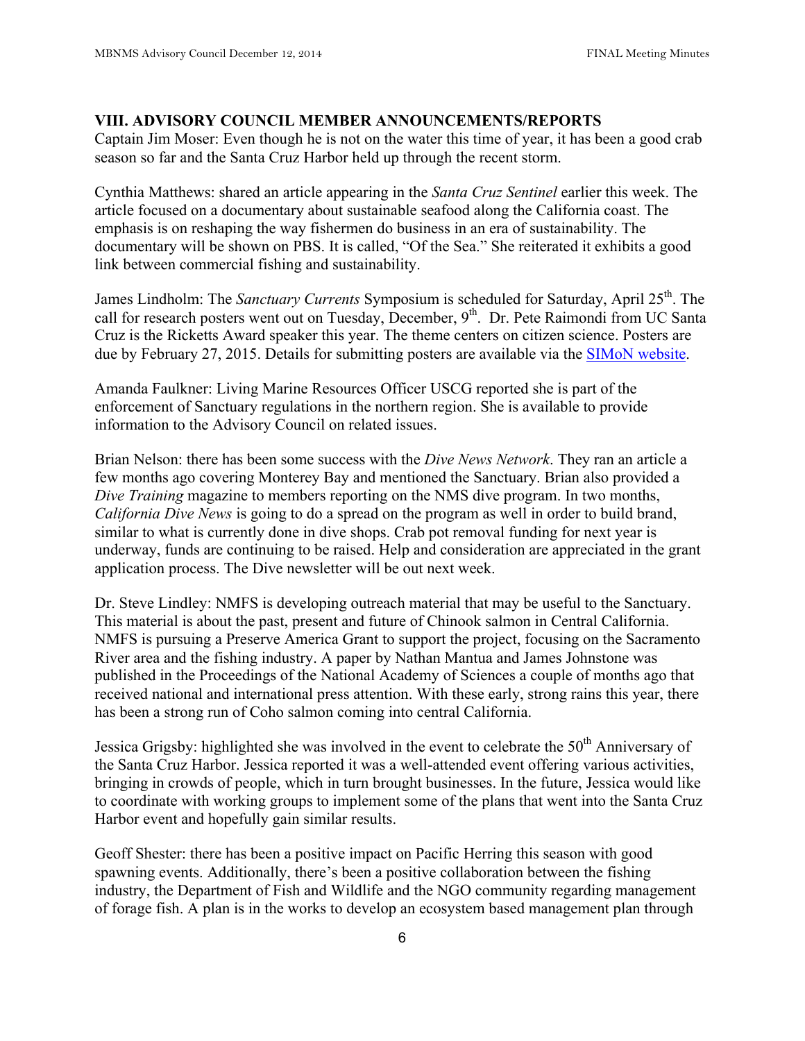## VIII. ADVISORY COUNCIL MEMBER ANNOUNCEMENTS/REPORTS

Captain Jim Moser: Even though he is not on the water this time of year, it has been a good crab season so far and the Santa Cruz Harbor held up through the recent storm.

Cynthia Matthews: shared an article appearing in the *Santa Cruz Sentinel* earlier this week. The article focused on a documentary about sustainable seafood along the California coast. The emphasis is on reshaping the way fishermen do business in an era of sustainability. The documentary will be shown on PBS. It is called, "Of the Sea." She reiterated it exhibits a good link between commercial fishing and sustainability.

James Lindholm: The *Sanctuary Currents* Symposium is scheduled for Saturday, April 25th. The call for research posters went out on Tuesday, December, 9th. Dr. Pete Raimondi from UC Santa Cruz is the Ricketts Award speaker this year. The theme centers on citizen science. Posters are due by February 27, 2015. Details for submitting posters are available via the SIMoN website.

Amanda Faulkner: Living Marine Resources Officer USCG reported she is part of the enforcement of Sanctuary regulations in the northern region. She is available to provide information to the Advisory Council on related issues.

Brian Nelson: there has been some success with the *Dive News Network*. They ran an article a few months ago covering Monterey Bay and mentioned the Sanctuary. Brian also provided a *Dive Training* magazine to members reporting on the NMS dive program. In two months, *California Dive News* is going to do a spread on the program as well in order to build brand, similar to what is currently done in dive shops. Crab pot removal funding for next year is underway, funds are continuing to be raised. Help and consideration are appreciated in the grant application process. The Dive newsletter will be out next week.

Dr. Steve Lindley: NMFS is developing outreach material that may be useful to the Sanctuary. This material is about the past, present and future of Chinook salmon in Central California. NMFS is pursuing a Preserve America Grant to support the project, focusing on the Sacramento River area and the fishing industry. A paper by Nathan Mantua and James Johnstone was published in the Proceedings of the National Academy of Sciences a couple of months ago that received national and international press attention. With these early, strong rains this year, there has been a strong run of Coho salmon coming into central California.

Jessica Grigsby: highlighted she was involved in the event to celebrate the 50th Anniversary of the Santa Cruz Harbor. Jessica reported it was a well-attended event offering various activities, bringing in crowds of people, which in turn brought businesses. In the future, Jessica would like to coordinate with working groups to implement some of the plans that went into the Santa Cruz Harbor event and hopefully gain similar results.

Geoff Shester: there has been a positive impact on Pacific Herring this season with good spawning events. Additionally, there's been a positive collaboration between the fishing industry, the Department of Fish and Wildlife and the NGO community regarding management of forage fish. A plan is in the works to develop an ecosystem based management plan through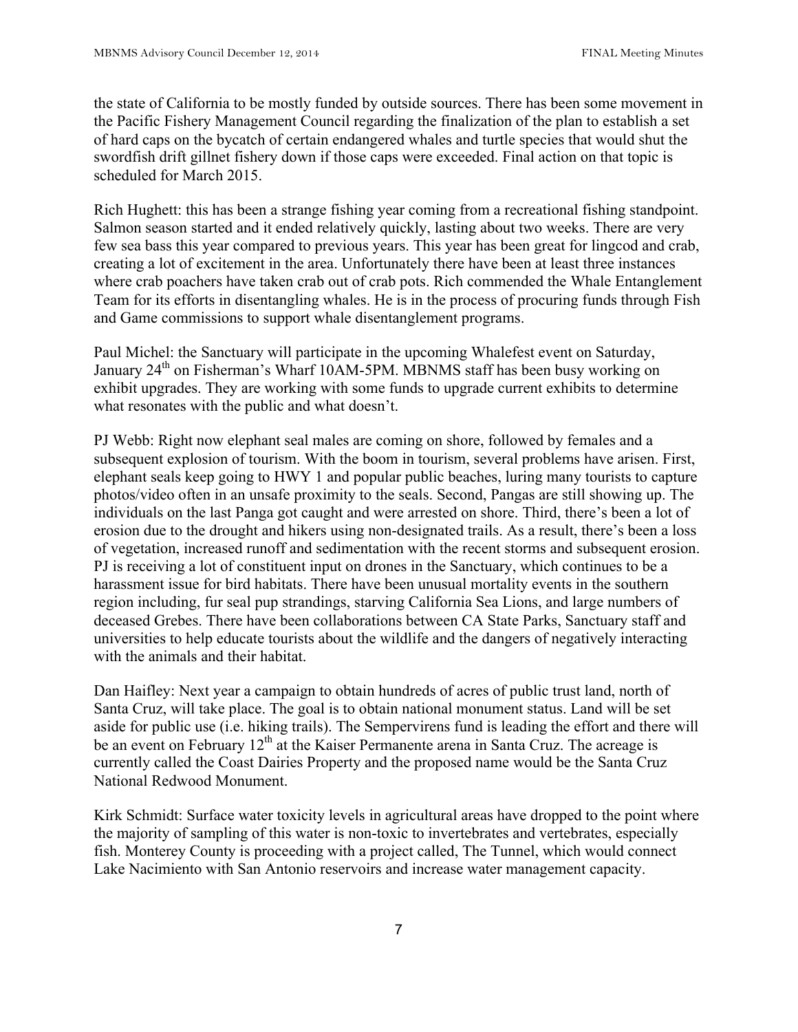the state of California to be mostly funded by outside sources. There has been some movement in the Pacific Fishery Management Council regarding the finalization of the plan to establish a set of hard caps on the bycatch of certain endangered whales and turtle species that would shut the swordfish drift gillnet fishery down if those caps were exceeded. Final action on that topic is scheduled for March 2015.

Rich Hughett: this has been a strange fishing year coming from a recreational fishing standpoint. Salmon season started and it ended relatively quickly, lasting about two weeks. There are very few sea bass this year compared to previous years. This year has been great for lingcod and crab, creating a lot of excitement in the area. Unfortunately there have been at least three instances where crab poachers have taken crab out of crab pots. Rich commended the Whale Entanglement Team for its efforts in disentangling whales. He is in the process of procuring funds through Fish and Game commissions to support whale disentanglement programs.

Paul Michel: the Sanctuary will participate in the upcoming Whalefest event on Saturday, January 24th on Fisherman's Wharf 10AM-5PM. MBNMS staff has been busy working on exhibit upgrades. They are working with some funds to upgrade current exhibits to determine what resonates with the public and what doesn't.

PJ Webb: Right now elephant seal males are coming on shore, followed by females and a subsequent explosion of tourism. With the boom in tourism, several problems have arisen. First, elephant seals keep going to HWY 1 and popular public beaches, luring many tourists to capture photos/video often in an unsafe proximity to the seals. Second, Pangas are still showing up. The individuals on the last Panga got caught and were arrested on shore. Third, there's been a lot of erosion due to the drought and hikers using non-designated trails. As a result, there's been a loss of vegetation, increased runoff and sedimentation with the recent storms and subsequent erosion. PJ is receiving a lot of constituent input on drones in the Sanctuary, which continues to be a harassment issue for bird habitats. There have been unusual mortality events in the southern region including, fur seal pup strandings, starving California Sea Lions, and large numbers of deceased Grebes. There have been collaborations between CA State Parks, Sanctuary staff and universities to help educate tourists about the wildlife and the dangers of negatively interacting with the animals and their habitat.

Dan Haifley: Next year a campaign to obtain hundreds of acres of public trust land, north of Santa Cruz, will take place. The goal is to obtain national monument status. Land will be set aside for public use (i.e. hiking trails). The Sempervirens fund is leading the effort and there will be an event on February 12th at the Kaiser Permanente arena in Santa Cruz. The acreage is currently called the Coast Dairies Property and the proposed name would be the Santa Cruz National Redwood Monument.

Kirk Schmidt: Surface water toxicity levels in agricultural areas have dropped to the point where the majority of sampling of this water is non-toxic to invertebrates and vertebrates, especially fish. Monterey County is proceeding with a project called, The Tunnel, which would connect Lake Nacimiento with San Antonio reservoirs and increase water management capacity.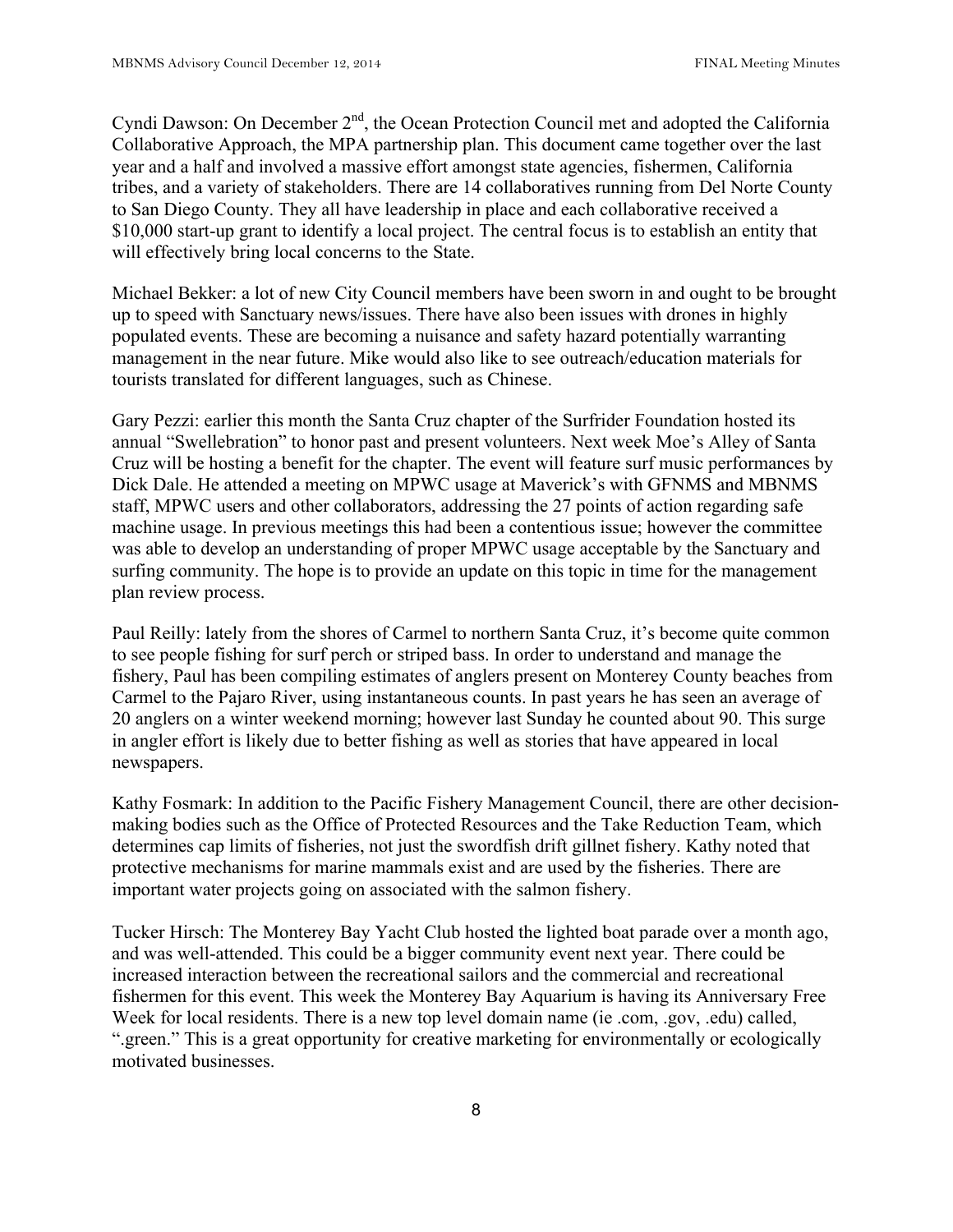Cyndi Dawson: On December 2nd, the Ocean Protection Council met and adopted the California Collaborative Approach, the MPA partnership plan. This document came together over the last year and a half and involved a massive effort amongst state agencies, fishermen, California tribes, and a variety of stakeholders. There are 14 collaboratives running from Del Norte County to San Diego County. They all have leadership in place and each collaborative received a $10,000 start-up grant to identify a local project. The central focus is to establish an entity that will effectively bring local concerns to the State.

Michael Bekker: a lot of new City Council members have been sworn in and ought to be brought up to speed with Sanctuary news/issues. There have also been issues with drones in highly populated events. These are becoming a nuisance and safety hazard potentially warranting management in the near future. Mike would also like to see outreach/education materials for tourists translated for different languages, such as Chinese.

Gary Pezzi: earlier this month the Santa Cruz chapter of the Surfrider Foundation hosted its annual "Swellebration" to honor past and present volunteers. Next week Moe's Alley of Santa Cruz will be hosting a benefit for the chapter. The event will feature surf music performances by Dick Dale. He attended a meeting on MPWC usage at Maverick's with GFNMS and MBNMS staff, MPWC users and other collaborators, addressing the 27 points of action regarding safe machine usage. In previous meetings this had been a contentious issue; however the committee was able to develop an understanding of proper MPWC usage acceptable by the Sanctuary and surfing community. The hope is to provide an update on this topic in time for the management plan review process.

Paul Reilly: lately from the shores of Carmel to northern Santa Cruz, it's become quite common to see people fishing for surf perch or striped bass. In order to understand and manage the fishery, Paul has been compiling estimates of anglers present on Monterey County beaches from Carmel to the Pajaro River, using instantaneous counts. In past years he has seen an average of 20 anglers on a winter weekend morning; however last Sunday he counted about 90. This surge in angler effort is likely due to better fishing as well as stories that have appeared in local newspapers.

Kathy Fosmark: In addition to the Pacific Fishery Management Council, there are other decision-making bodies such as the Office of Protected Resources and the Take Reduction Team, which determines cap limits of fisheries, not just the swordfish drift gillnet fishery. Kathy noted that protective mechanisms for marine mammals exist and are used by the fisheries. There are important water projects going on associated with the salmon fishery.

Tucker Hirsch: The Monterey Bay Yacht Club hosted the lighted boat parade over a month ago, and was well-attended. This could be a bigger community event next year. There could be increased interaction between the recreational sailors and the commercial and recreational fishermen for this event. This week the Monterey Bay Aquarium is having its Anniversary Free Week for local residents. There is a new top level domain name (ie .com, .gov, .edu) called, ".green." This is a great opportunity for creative marketing for environmentally or ecologically motivated businesses.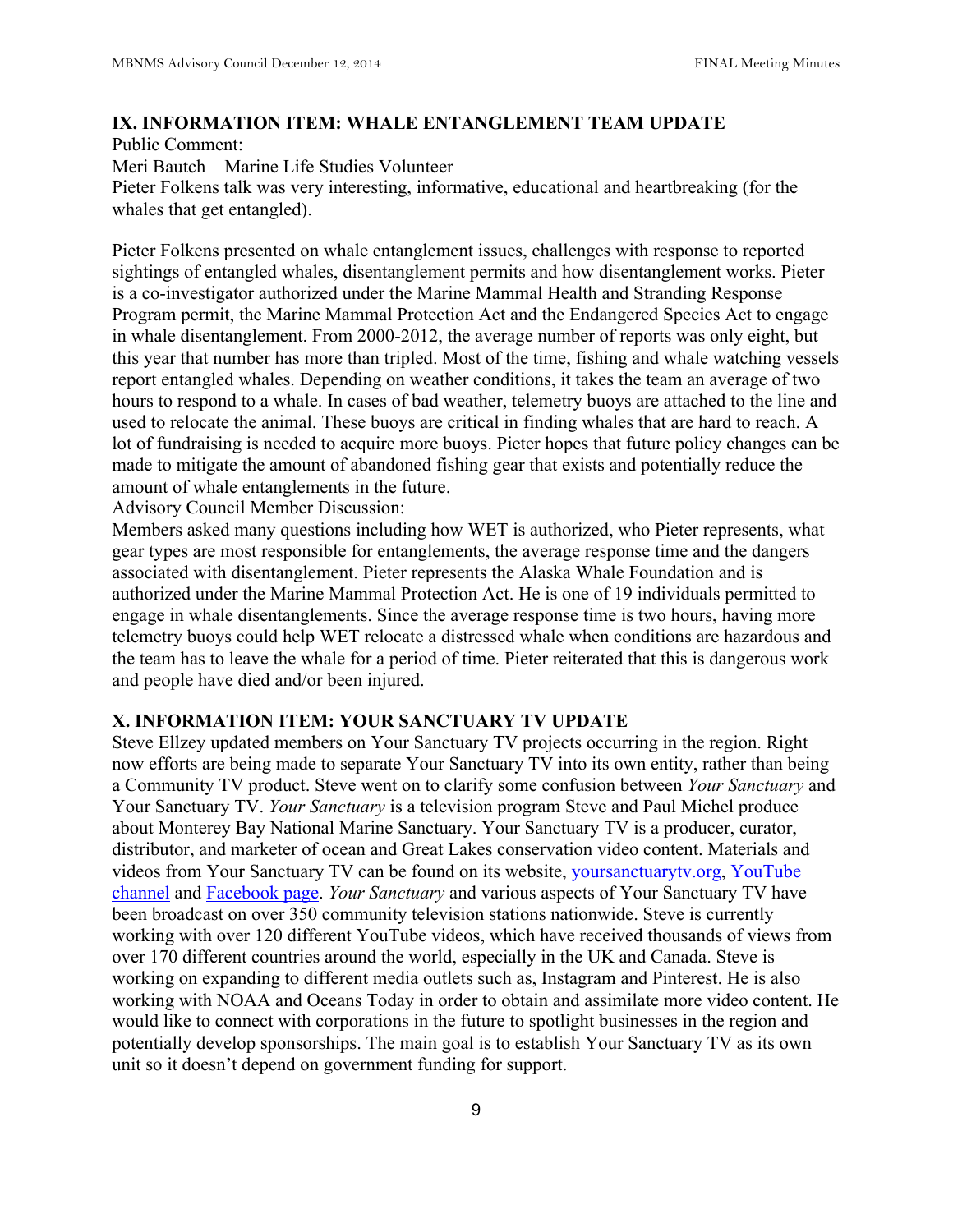## IX. INFORMATION ITEM: WHALE ENTANGLEMENT TEAM UPDATE

Public Comment:

Meri Bautch – Marine Life Studies Volunteer

Pieter Folkens talk was very interesting, informative, educational and heartbreaking (for the whales that get entangled).

Pieter Folkens presented on whale entanglement issues, challenges with response to reported sightings of entangled whales, disentanglement permits and how disentanglement works. Pieter is a co-investigator authorized under the Marine Mammal Health and Stranding Response Program permit, the Marine Mammal Protection Act and the Endangered Species Act to engage in whale disentanglement. From 2000-2012, the average number of reports was only eight, but this year that number has more than tripled. Most of the time, fishing and whale watching vessels report entangled whales. Depending on weather conditions, it takes the team an average of two hours to respond to a whale. In cases of bad weather, telemetry buoys are attached to the line and used to relocate the animal. These buoys are critical in finding whales that are hard to reach. A lot of fundraising is needed to acquire more buoys. Pieter hopes that future policy changes can be made to mitigate the amount of abandoned fishing gear that exists and potentially reduce the amount of whale entanglements in the future.

Advisory Council Member Discussion:

Members asked many questions including how WET is authorized, who Pieter represents, what gear types are most responsible for entanglements, the average response time and the dangers associated with disentanglement. Pieter represents the Alaska Whale Foundation and is authorized under the Marine Mammal Protection Act. He is one of 19 individuals permitted to engage in whale disentanglements. Since the average response time is two hours, having more telemetry buoys could help WET relocate a distressed whale when conditions are hazardous and the team has to leave the whale for a period of time. Pieter reiterated that this is dangerous work and people have died and/or been injured.

## X. INFORMATION ITEM: YOUR SANCTUARY TV UPDATE

Steve Ellzey updated members on Your Sanctuary TV projects occurring in the region. Right now efforts are being made to separate Your Sanctuary TV into its own entity, rather than being a Community TV product. Steve went on to clarify some confusion between *Your Sanctuary* and Your Sanctuary TV. *Your Sanctuary* is a television program Steve and Paul Michel produce about Monterey Bay National Marine Sanctuary. Your Sanctuary TV is a producer, curator, distributor, and marketer of ocean and Great Lakes conservation video content. Materials and videos from Your Sanctuary TV can be found on its website, yoursanctuarytv.org, YouTube channel and Facebook page. *Your Sanctuary* and various aspects of Your Sanctuary TV have been broadcast on over 350 community television stations nationwide. Steve is currently working with over 120 different YouTube videos, which have received thousands of views from over 170 different countries around the world, especially in the UK and Canada. Steve is working on expanding to different media outlets such as, Instagram and Pinterest. He is also working with NOAA and Oceans Today in order to obtain and assimilate more video content. He would like to connect with corporations in the future to spotlight businesses in the region and potentially develop sponsorships. The main goal is to establish Your Sanctuary TV as its own unit so it doesn't depend on government funding for support.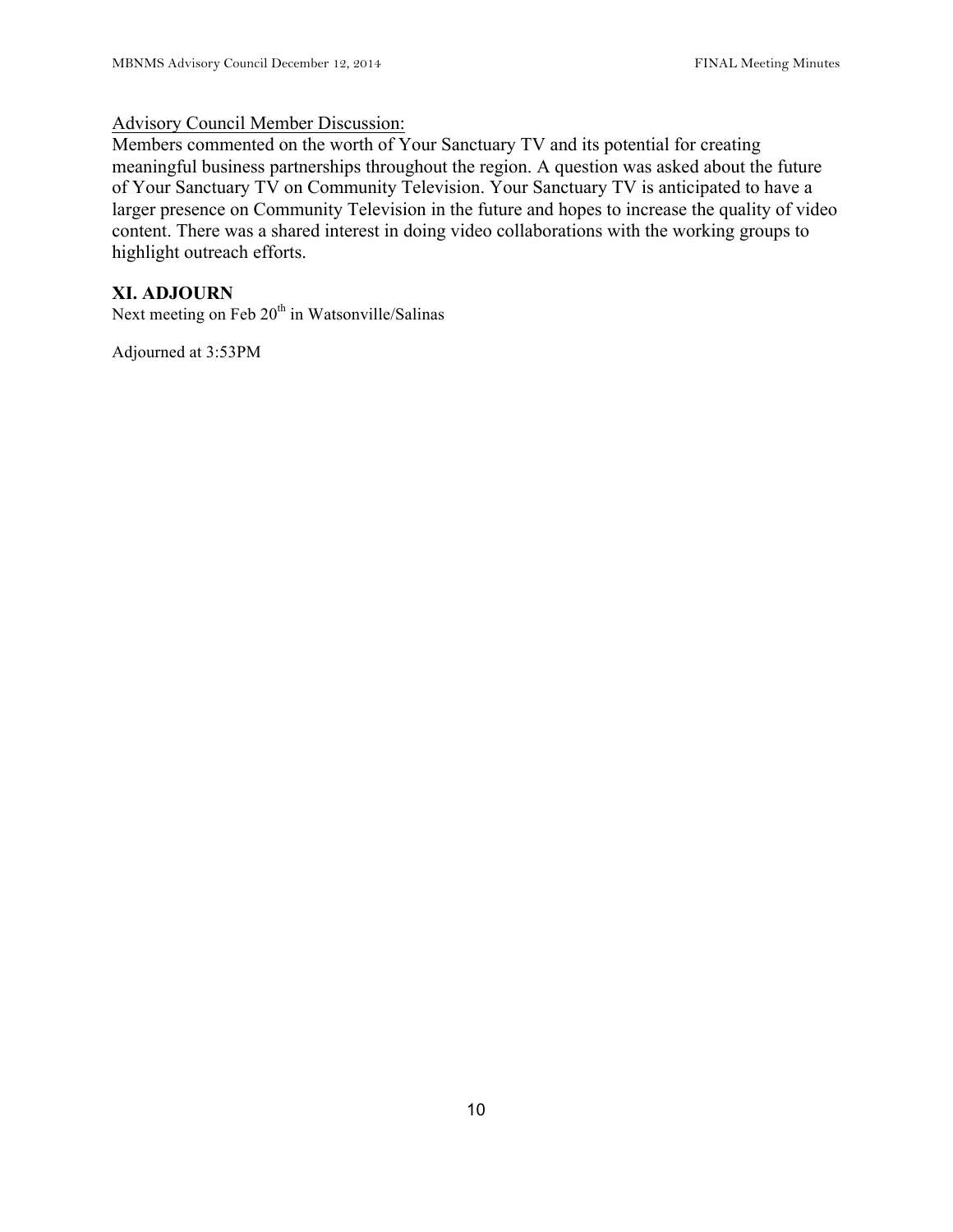<u>Advisory Council Member Discussion:</u>

Members commented on the worth of Your Sanctuary TV and its potential for creating meaningful business partnerships throughout the region. A question was asked about the future of Your Sanctuary TV on Community Television. Your Sanctuary TV is anticipated to have a larger presence on Community Television in the future and hopes to increase the quality of video content. There was a shared interest in doing video collaborations with the working groups to highlight outreach efforts.

## XI. ADJOURN

Next meeting on Feb 20th in Watsonville/Salinas

Adjourned at 3:53PM